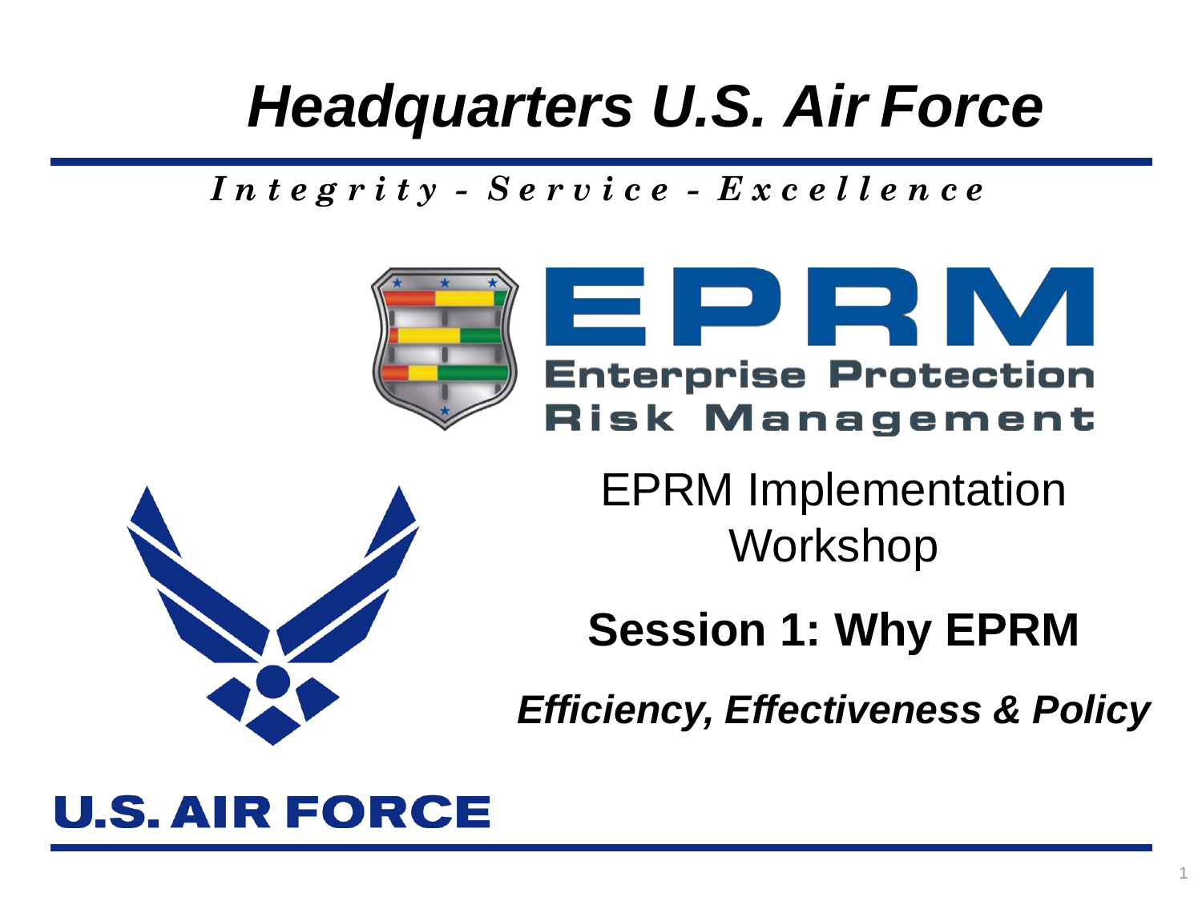# Headquarters U.S. Air Force

*Integrity - Service - Excellence*

**EPRM**

**Enterprise Protection Risk Management**

EPRM Implementation Workshop

## Session 1: Why EPRM

***Efficiency, Effectiveness & Policy***

**U.S. AIR FORCE**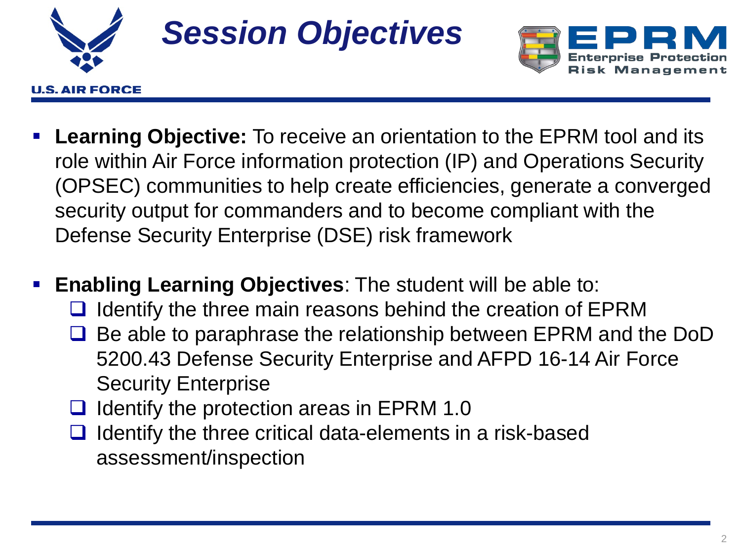# Session Objectives

- **Learning Objective:** To receive an orientation to the EPRM tool and its role within Air Force information protection (IP) and Operations Security (OPSEC) communities to help create efficiencies, generate a converged security output for commanders and to become compliant with the Defense Security Enterprise (DSE) risk framework

- **Enabling Learning Objectives**: The student will be able to:
  - ❑ Identify the three main reasons behind the creation of EPRM
  - ❑ Be able to paraphrase the relationship between EPRM and the DoD 5200.43 Defense Security Enterprise and AFPD 16-14 Air Force Security Enterprise
  - ❑ Identify the protection areas in EPRM 1.0
  - ❑ Identify the three critical data-elements in a risk-based assessment/inspection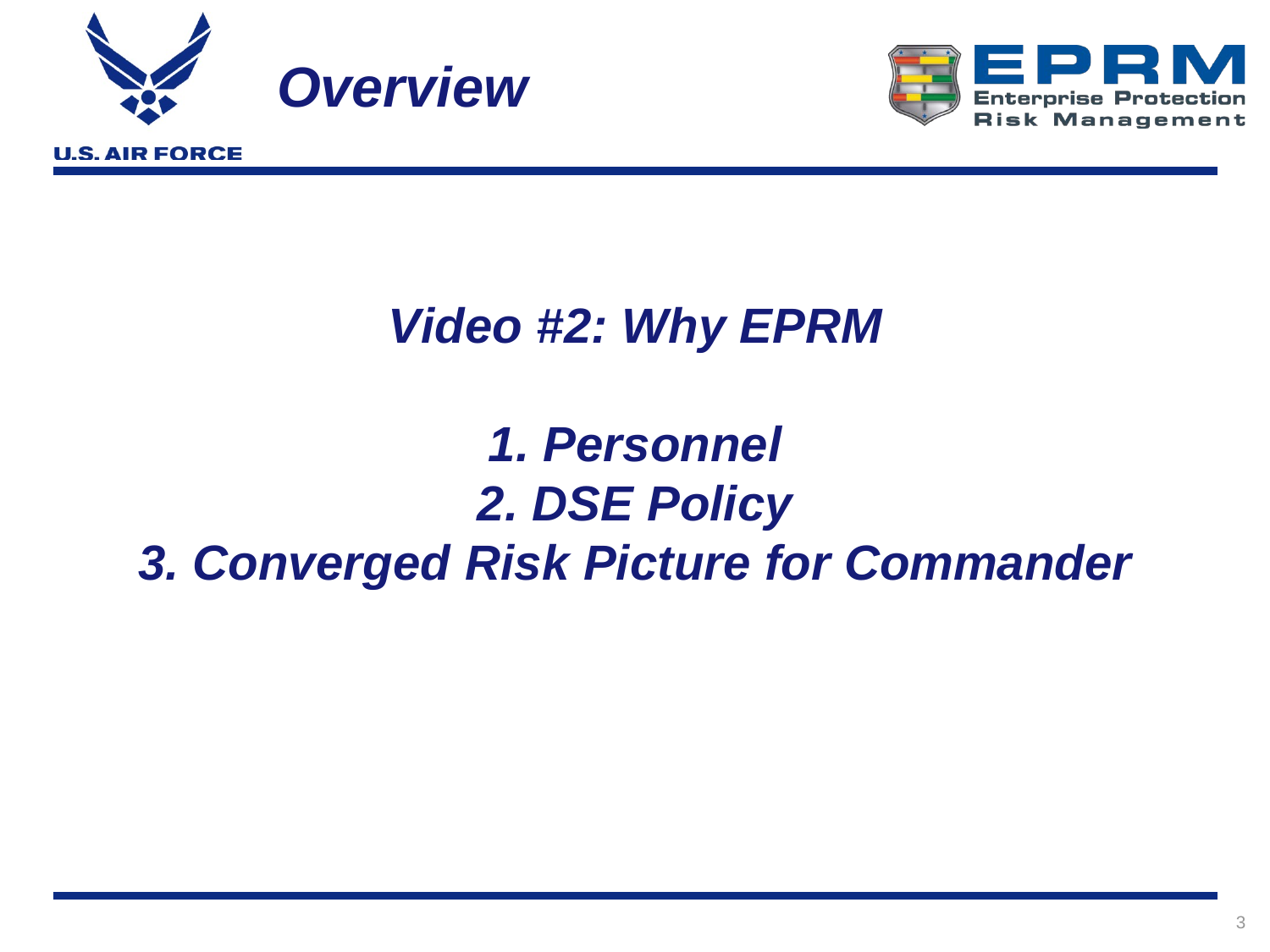# *Overview*

## *Video #2: Why EPRM*

*1. Personnel*
*2. DSE Policy*
*3. Converged Risk Picture for Commander*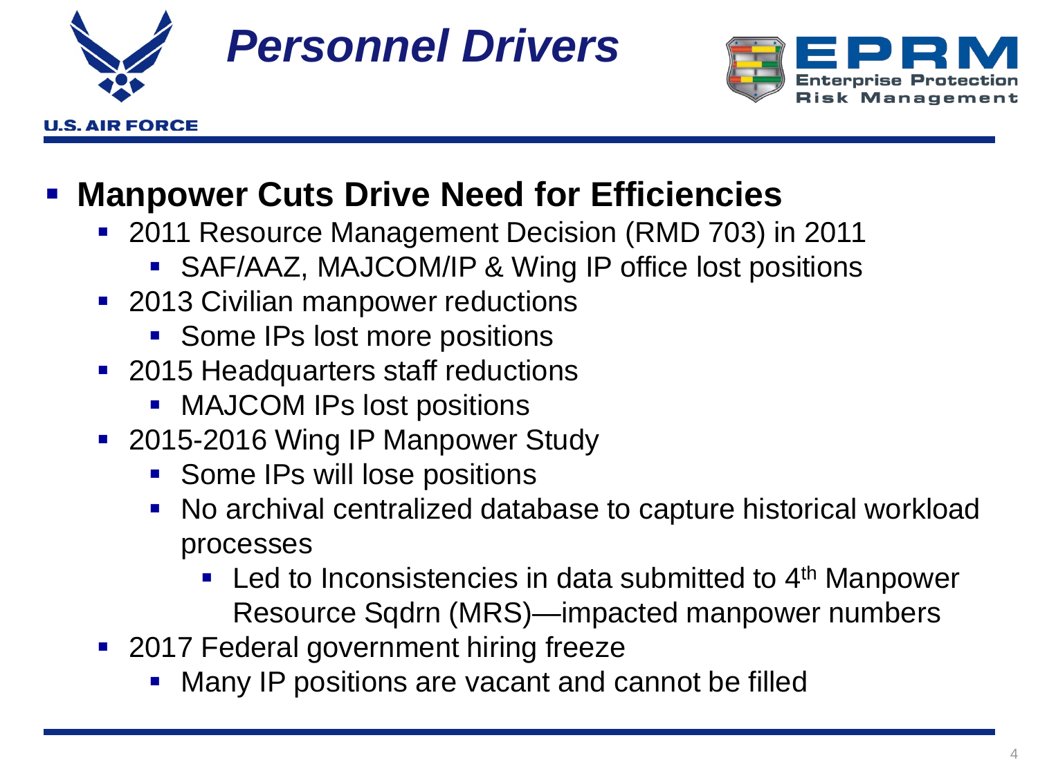# Personnel Drivers

- **Manpower Cuts Drive Need for Efficiencies**
  - 2011 Resource Management Decision (RMD 703) in 2011
    - SAF/AAZ, MAJCOM/IP & Wing IP office lost positions
  - 2013 Civilian manpower reductions
    - Some IPs lost more positions
  - 2015 Headquarters staff reductions
    - MAJCOM IPs lost positions
  - 2015-2016 Wing IP Manpower Study
    - Some IPs will lose positions
    - No archival centralized database to capture historical workload processes
      - Led to Inconsistencies in data submitted to 4th Manpower Resource Sqdrn (MRS)—impacted manpower numbers
  - 2017 Federal government hiring freeze
    - Many IP positions are vacant and cannot be filled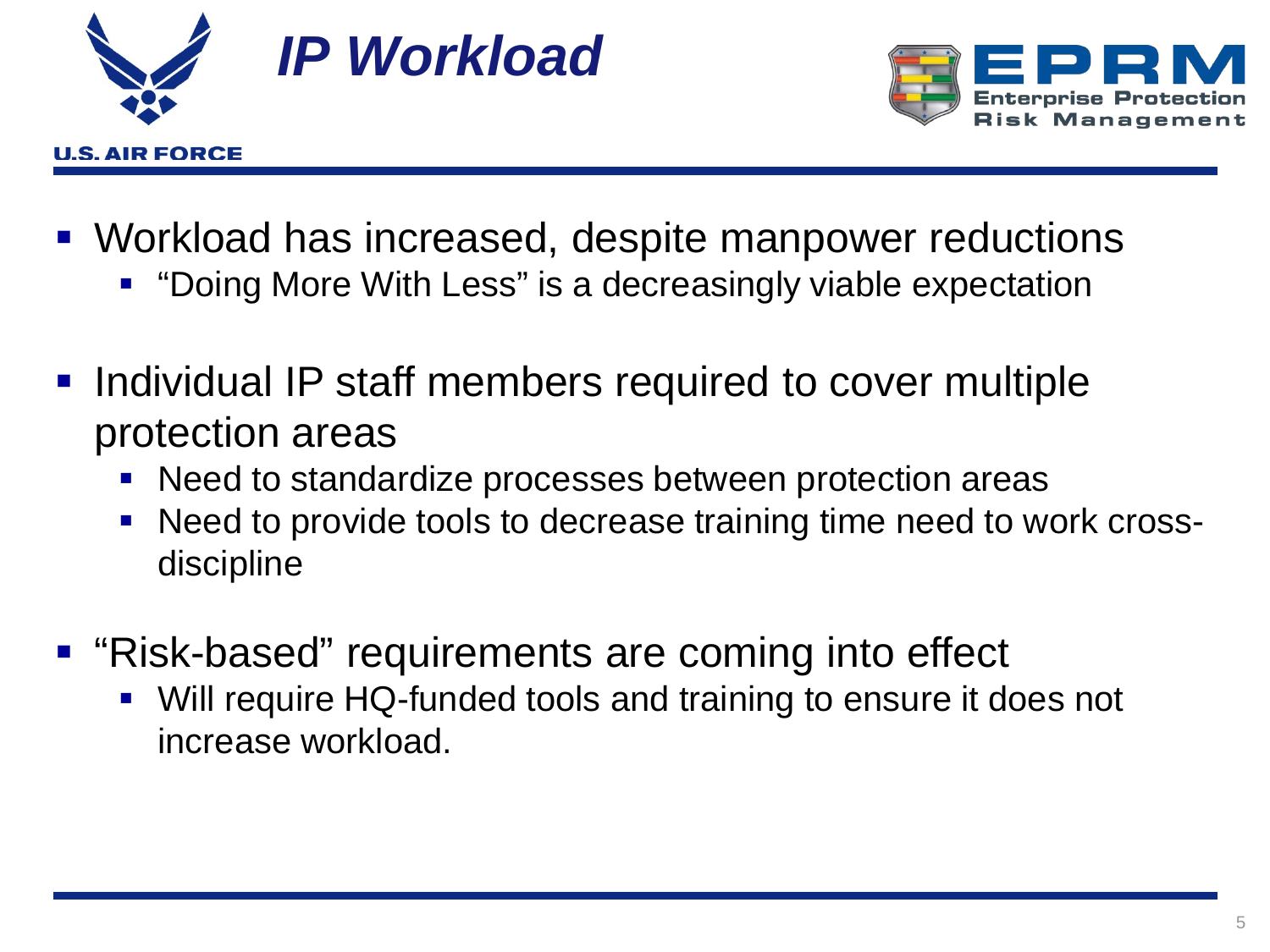# IP Workload

- Workload has increased, despite manpower reductions
  - "Doing More With Less" is a decreasingly viable expectation
- Individual IP staff members required to cover multiple protection areas
  - Need to standardize processes between protection areas
  - Need to provide tools to decrease training time need to work cross-discipline
- "Risk-based" requirements are coming into effect
  - Will require HQ-funded tools and training to ensure it does not increase workload.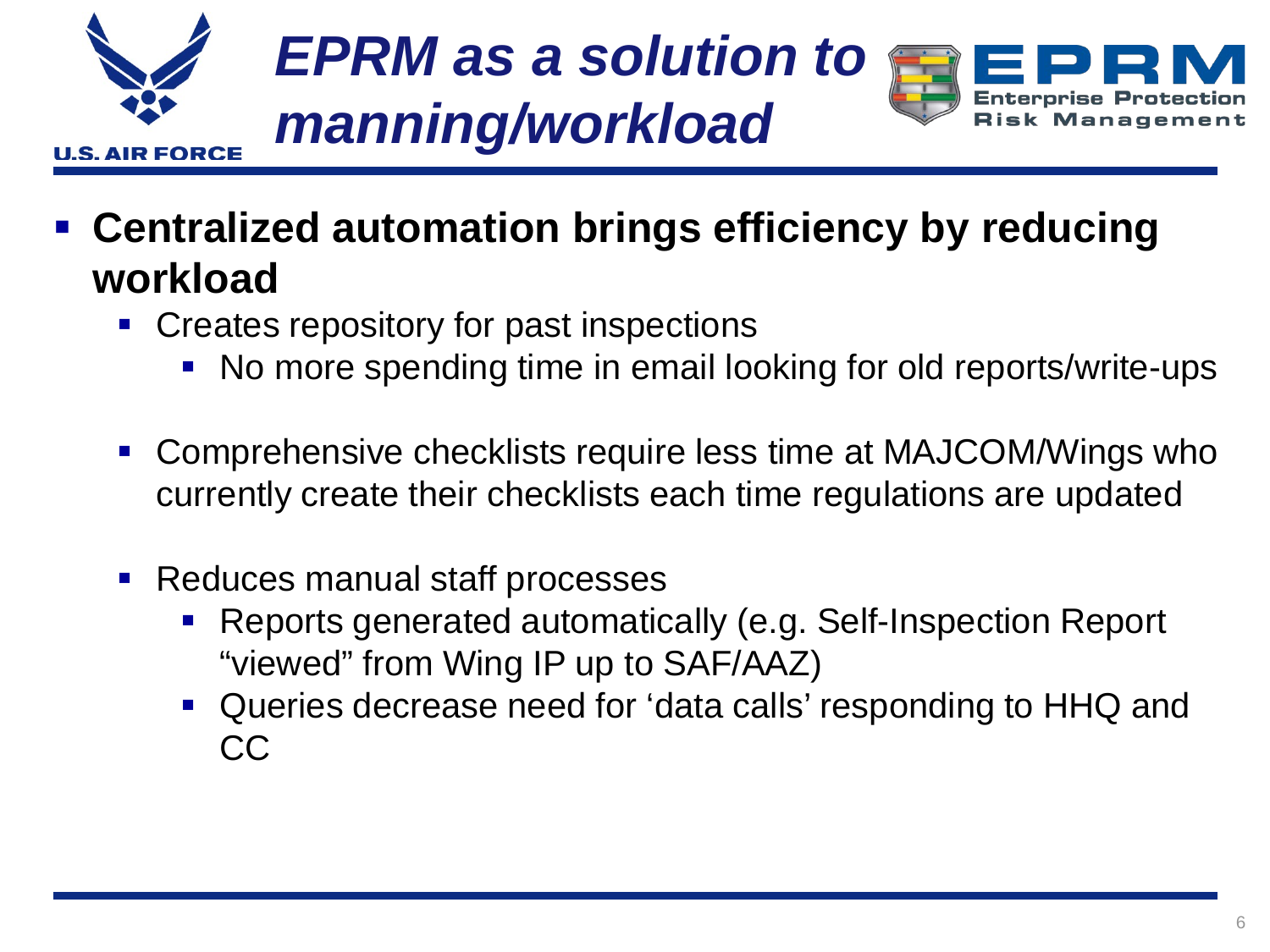# *EPRM as a solution to manning/workload*

- **Centralized automation brings efficiency by reducing workload**
  - Creates repository for past inspections
    - No more spending time in email looking for old reports/write-ups
  - Comprehensive checklists require less time at MAJCOM/Wings who currently create their checklists each time regulations are updated
  - Reduces manual staff processes
    - Reports generated automatically (e.g. Self-Inspection Report "viewed" from Wing IP up to SAF/AAZ)
    - Queries decrease need for 'data calls' responding to HHQ and CC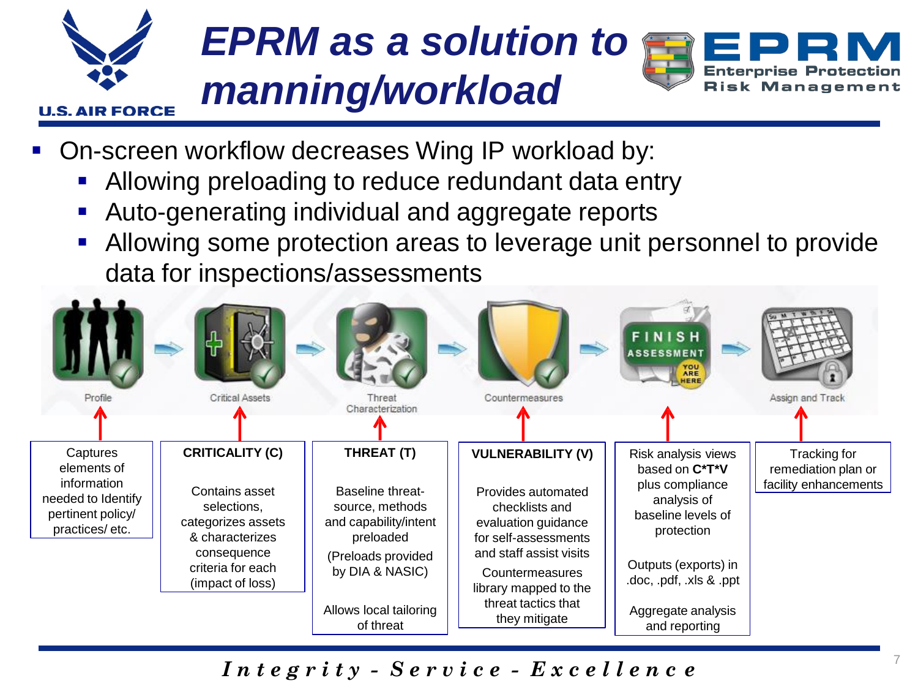# EPRM as a solution to manning/workload

- On-screen workflow decreases Wing IP workload by:
  - Allowing preloading to reduce redundant data entry
  - Auto-generating individual and aggregate reports
  - Allowing some protection areas to leverage unit personnel to provide data for inspections/assessments

Profile → Critical Assets → Threat Characterization → Countermeasures → FINISH ASSESSMENT (YOU ARE HERE) → Assign and Track

| Profile | Critical Assets | Threat Characterization | Countermeasures | Finish Assessment | Assign and Track |
|---|---|---|---|---|---|
| Captures elements of information needed to Identify pertinent policy/ practices/ etc. | **CRITICALITY (C)**<br><br>Contains asset selections, categorizes assets & characterizes consequence criteria for each (impact of loss) | **THREAT (T)**<br><br>Baseline threat-source, methods and capability/intent preloaded<br><br>(Preloads provided by DIA & NASIC)<br><br>Allows local tailoring of threat | **VULNERABILITY (V)**<br><br>Provides automated checklists and evaluation guidance for self-assessments and staff assist visits<br><br>Countermeasures library mapped to the threat tactics that they mitigate | Risk analysis views based on **C\*T\*V** plus compliance analysis of baseline levels of protection<br><br>Outputs (exports) in .doc, .pdf, .xls & .ppt<br><br>Aggregate analysis and reporting | Tracking for remediation plan or facility enhancements |

*Integrity - Service - Excellence*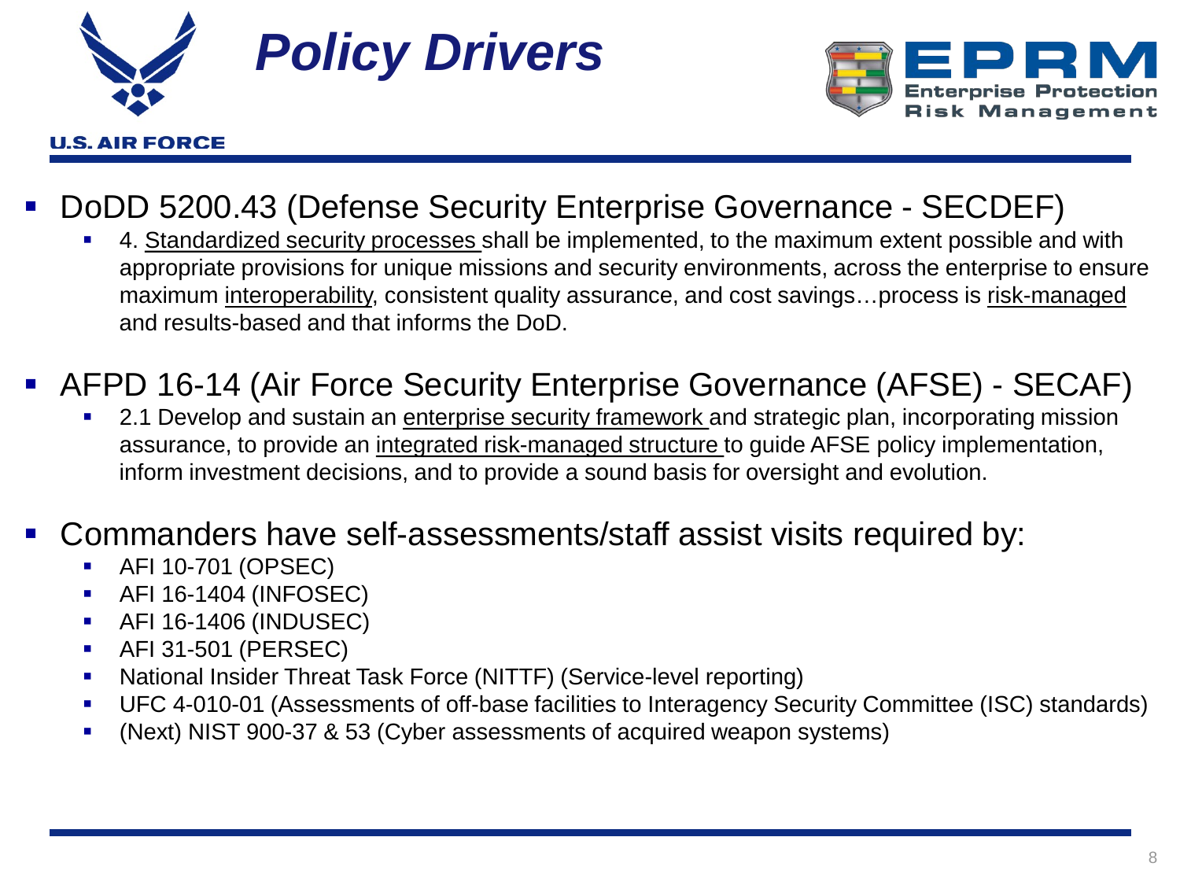# Policy Drivers

- DoDD 5200.43 (Defense Security Enterprise Governance - SECDEF)
  - 4. Standardized security processes shall be implemented, to the maximum extent possible and with appropriate provisions for unique missions and security environments, across the enterprise to ensure maximum interoperability, consistent quality assurance, and cost savings…process is risk-managed and results-based and that informs the DoD.
- AFPD 16-14 (Air Force Security Enterprise Governance (AFSE) - SECAF)
  - 2.1 Develop and sustain an enterprise security framework and strategic plan, incorporating mission assurance, to provide an integrated risk-managed structure to guide AFSE policy implementation, inform investment decisions, and to provide a sound basis for oversight and evolution.
- Commanders have self-assessments/staff assist visits required by:
  - AFI 10-701 (OPSEC)
  - AFI 16-1404 (INFOSEC)
  - AFI 16-1406 (INDUSEC)
  - AFI 31-501 (PERSEC)
  - National Insider Threat Task Force (NITTF) (Service-level reporting)
  - UFC 4-010-01 (Assessments of off-base facilities to Interagency Security Committee (ISC) standards)
  - (Next) NIST 900-37 & 53 (Cyber assessments of acquired weapon systems)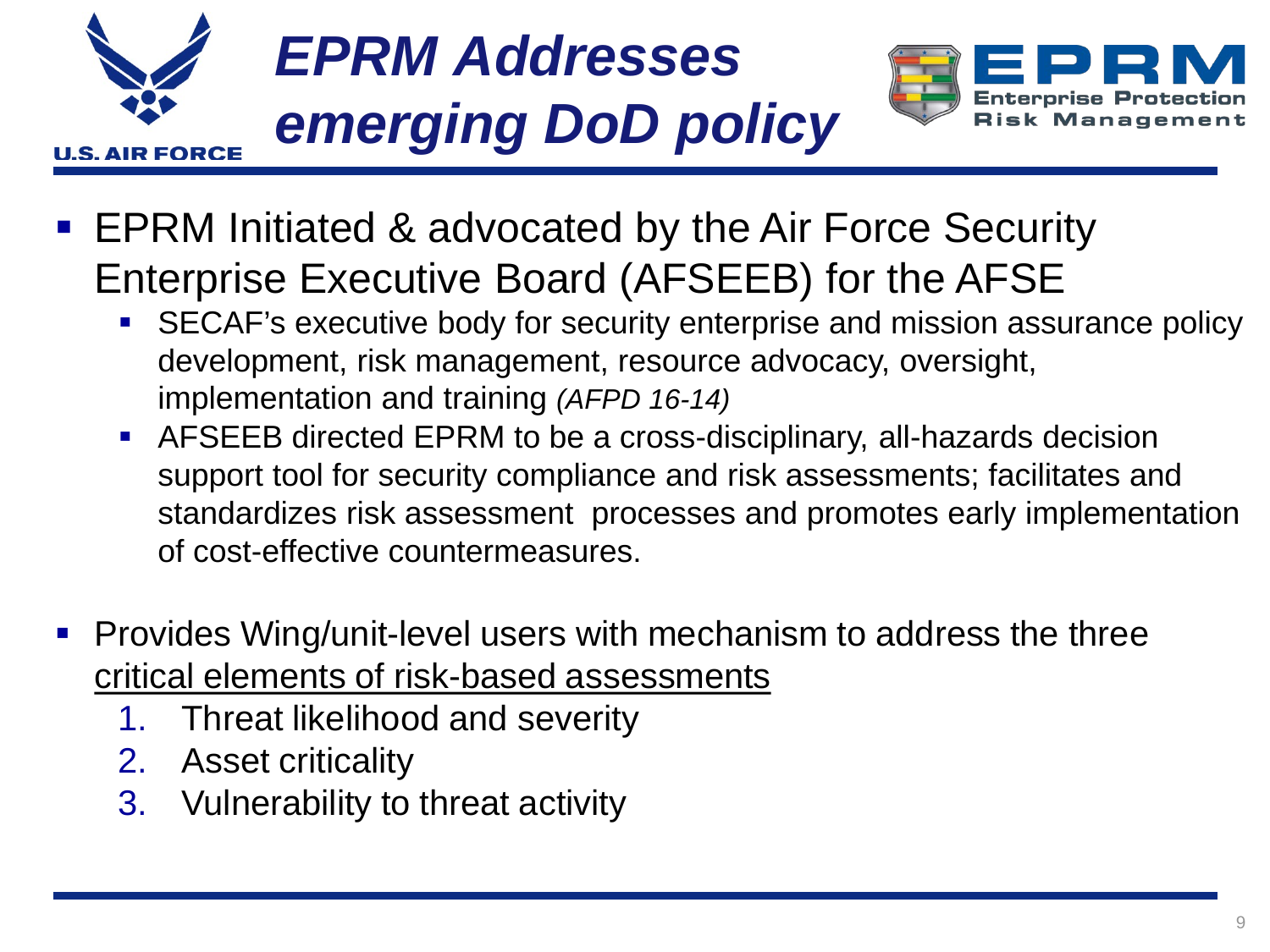# *EPRM Addresses emerging DoD policy*

- EPRM Initiated & advocated by the Air Force Security Enterprise Executive Board (AFSEEB) for the AFSE
  - SECAF's executive body for security enterprise and mission assurance policy development, risk management, resource advocacy, oversight, implementation and training *(AFPD 16-14)*
  - AFSEEB directed EPRM to be a cross-disciplinary, all-hazards decision support tool for security compliance and risk assessments; facilitates and standardizes risk assessment processes and promotes early implementation of cost-effective countermeasures.

- Provides Wing/unit-level users with mechanism to address the three <u>critical elements of risk-based assessments</u>
  1. Threat likelihood and severity
  2. Asset criticality
  3. Vulnerability to threat activity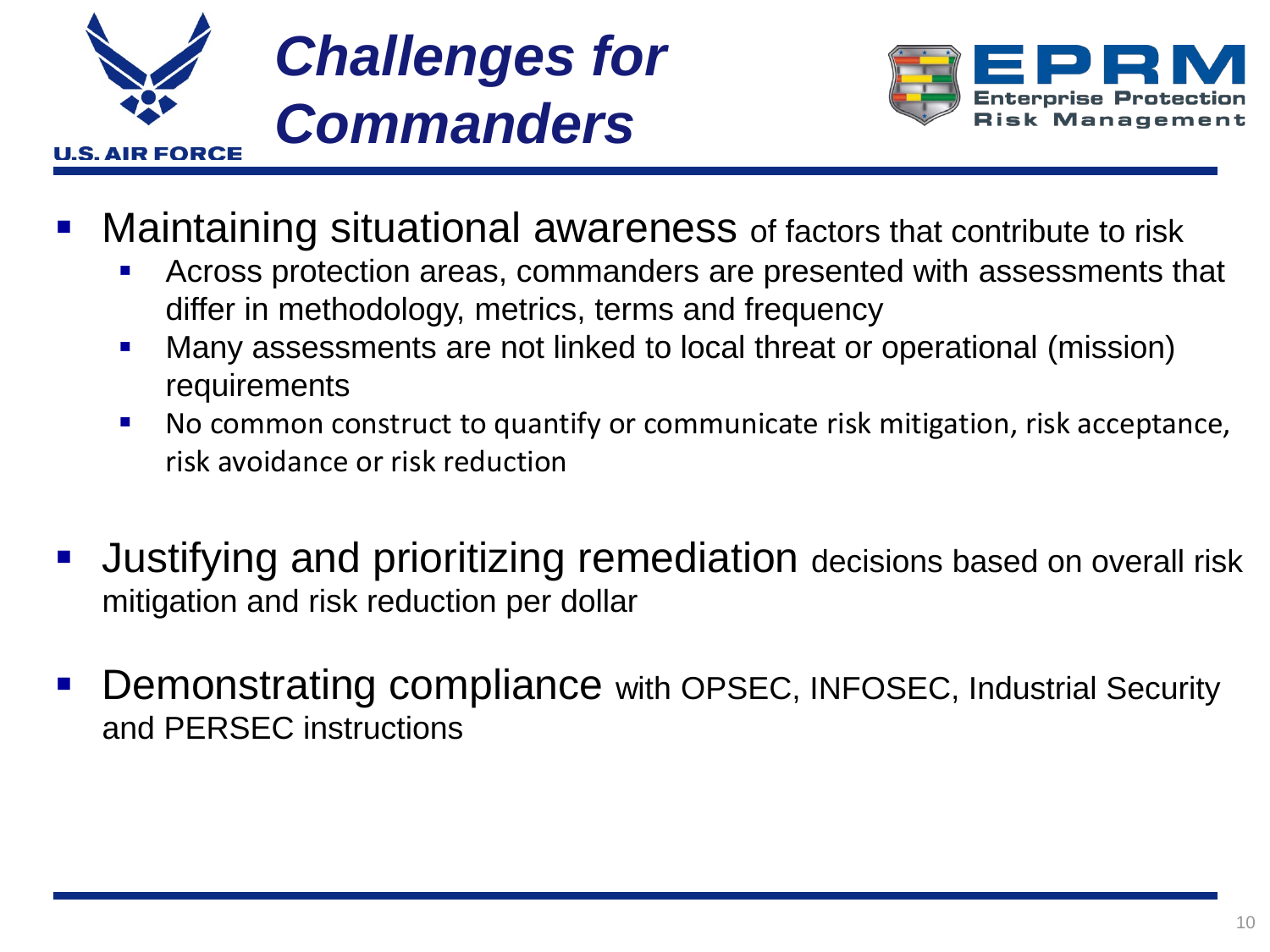# Challenges for Commanders

- Maintaining situational awareness of factors that contribute to risk
  - Across protection areas, commanders are presented with assessments that differ in methodology, metrics, terms and frequency
  - Many assessments are not linked to local threat or operational (mission) requirements
  - No common construct to quantify or communicate risk mitigation, risk acceptance, risk avoidance or risk reduction

- Justifying and prioritizing remediation decisions based on overall risk mitigation and risk reduction per dollar

- Demonstrating compliance with OPSEC, INFOSEC, Industrial Security and PERSEC instructions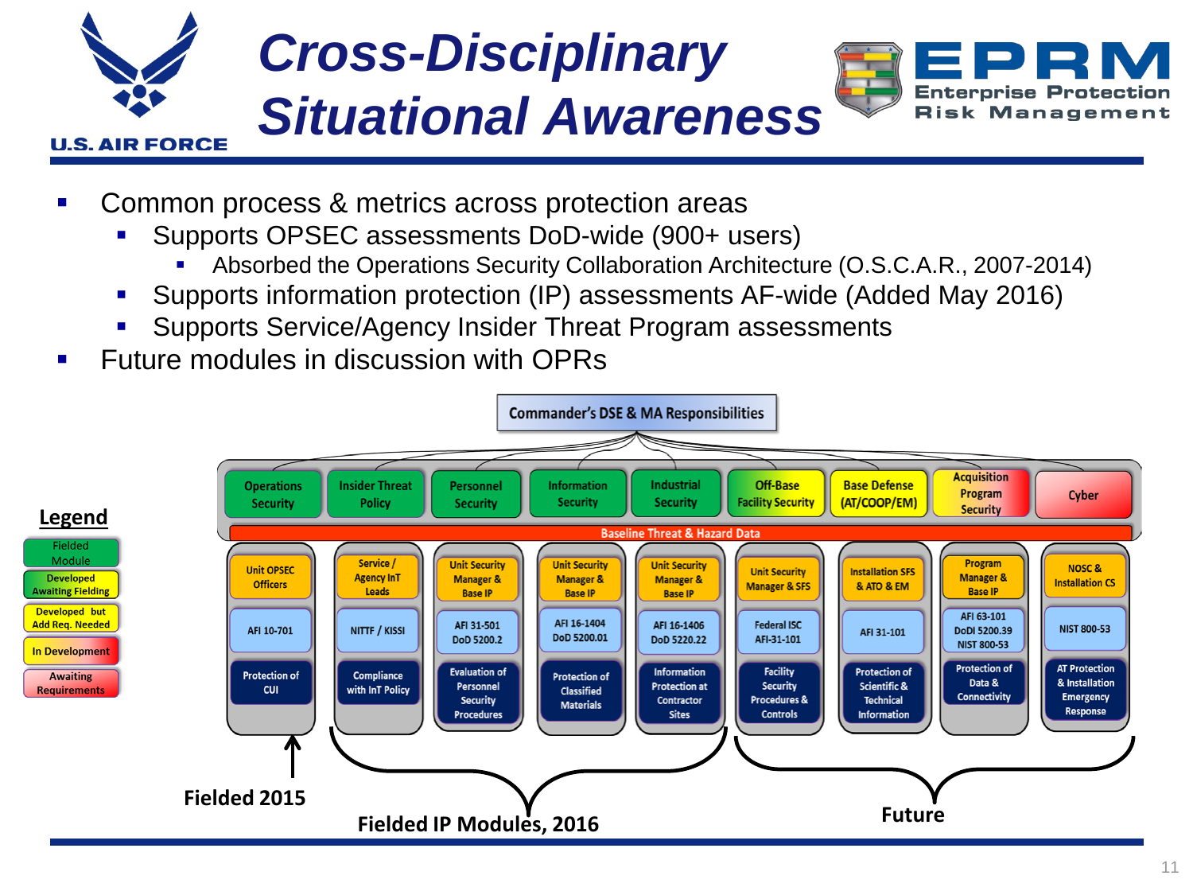# Cross-Disciplinary Situational Awareness

U.S. AIR FORCE

EPRM Enterprise Protection Risk Management

- Common process & metrics across protection areas
  - Supports OPSEC assessments DoD-wide (900+ users)
    - Absorbed the Operations Security Collaboration Architecture (O.S.C.A.R., 2007-2014)
  - Supports information protection (IP) assessments AF-wide (Added May 2016)
  - Supports Service/Agency Insider Threat Program assessments
- Future modules in discussion with OPRs

**Commander's DSE & MA Responsibilities**

**Baseline Threat & Hazard Data**

| Module | Responsible | Reference | Focus |
|---|---|---|---|
| Operations Security | Unit OPSEC Officers | AFI 10-701 | Protection of CUI |
| Insider Threat Policy | Service / Agency InT Leads | NITTF / KISSI | Compliance with InT Policy |
| Personnel Security | Unit Security Manager & Base IP | AFI 31-501 DoD 5200.2 | Evaluation of Personnel Security Procedures |
| Information Security | Unit Security Manager & Base IP | AFI 16-1404 DoD 5200.01 | Protection of Classified Materials |
| Industrial Security | Unit Security Manager & Base IP | AFI 16-1406 DoD 5220.22 | Information Protection at Contractor Sites |
| Off-Base Facility Security | Unit Security Manager & SFS | Federal ISC AFI-31-101 | Facility Security Procedures & Controls |
| Base Defense (AT/COOP/EM) | Installation SFS & ATO & EM | AFI 31-101 | Protection of Scientific & Technical Information |
| Acquisition Program Security | Program Manager & Base IP | AFI 63-101 DoDI 5200.39 NIST 800-53 | Protection of Data & Connectivity |
| Cyber | NOSC & Installation CS | NIST 800-53 | AT Protection & Installation Emergency Response |

**Legend**
- Fielded Module
- Developed Awaiting Fielding
- Developed but Add Req. Needed
- In Development
- Awaiting Requirements

**Fielded 2015** (Operations Security)

**Fielded IP Modules, 2016** (Insider Threat Policy, Personnel Security, Information Security, Industrial Security)

**Future** (Off-Base Facility Security, Base Defense, Acquisition Program Security, Cyber)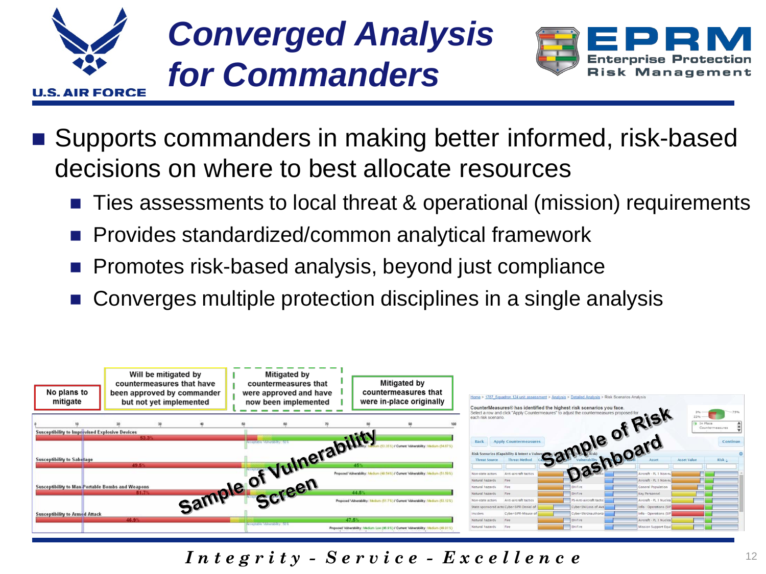# Converged Analysis for Commanders

- Supports commanders in making better informed, risk-based decisions on where to best allocate resources
  - Ties assessments to local threat & operational (mission) requirements
  - Provides standardized/common analytical framework
  - Promotes risk-based analysis, beyond just compliance
  - Converges multiple protection disciplines in a single analysis

No plans to mitigate | Will be mitigated by countermeasures that have been approved by commander but not yet implemented | Mitigated by countermeasures that were approved and have now been implemented | Mitigated by countermeasures that were in-place originally

Sample of Vulnerability Screen

Sample of Risk Dashboard

*Integrity - Service - Excellence*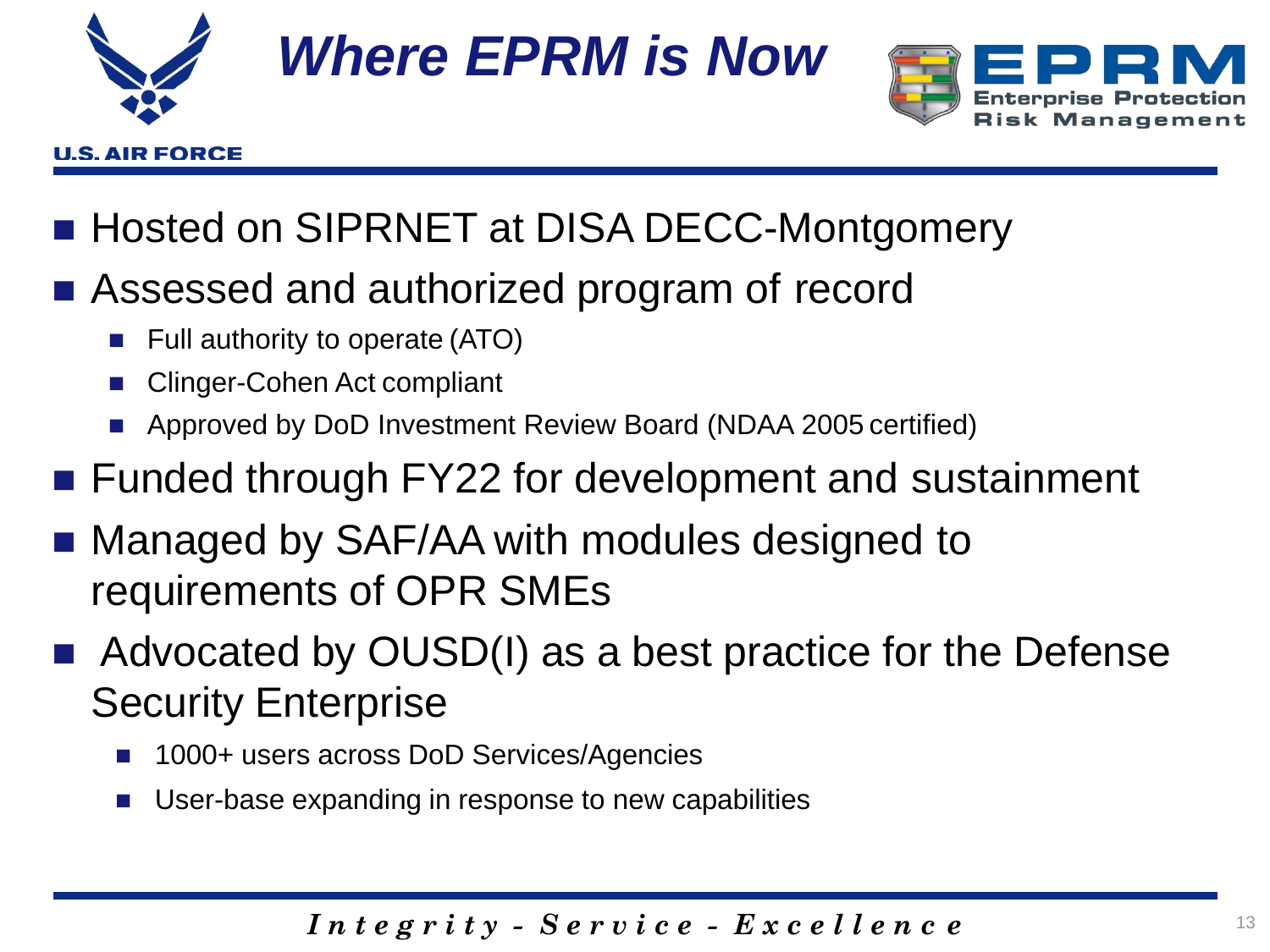# Where EPRM is Now

- Hosted on SIPRNET at DISA DECC-Montgomery
- Assessed and authorized program of record
  - Full authority to operate (ATO)
  - Clinger-Cohen Act compliant
  - Approved by DoD Investment Review Board (NDAA 2005 certified)
- Funded through FY22 for development and sustainment
- Managed by SAF/AA with modules designed to requirements of OPR SMEs
- Advocated by OUSD(I) as a best practice for the Defense Security Enterprise
  - 1000+ users across DoD Services/Agencies
  - User-base expanding in response to new capabilities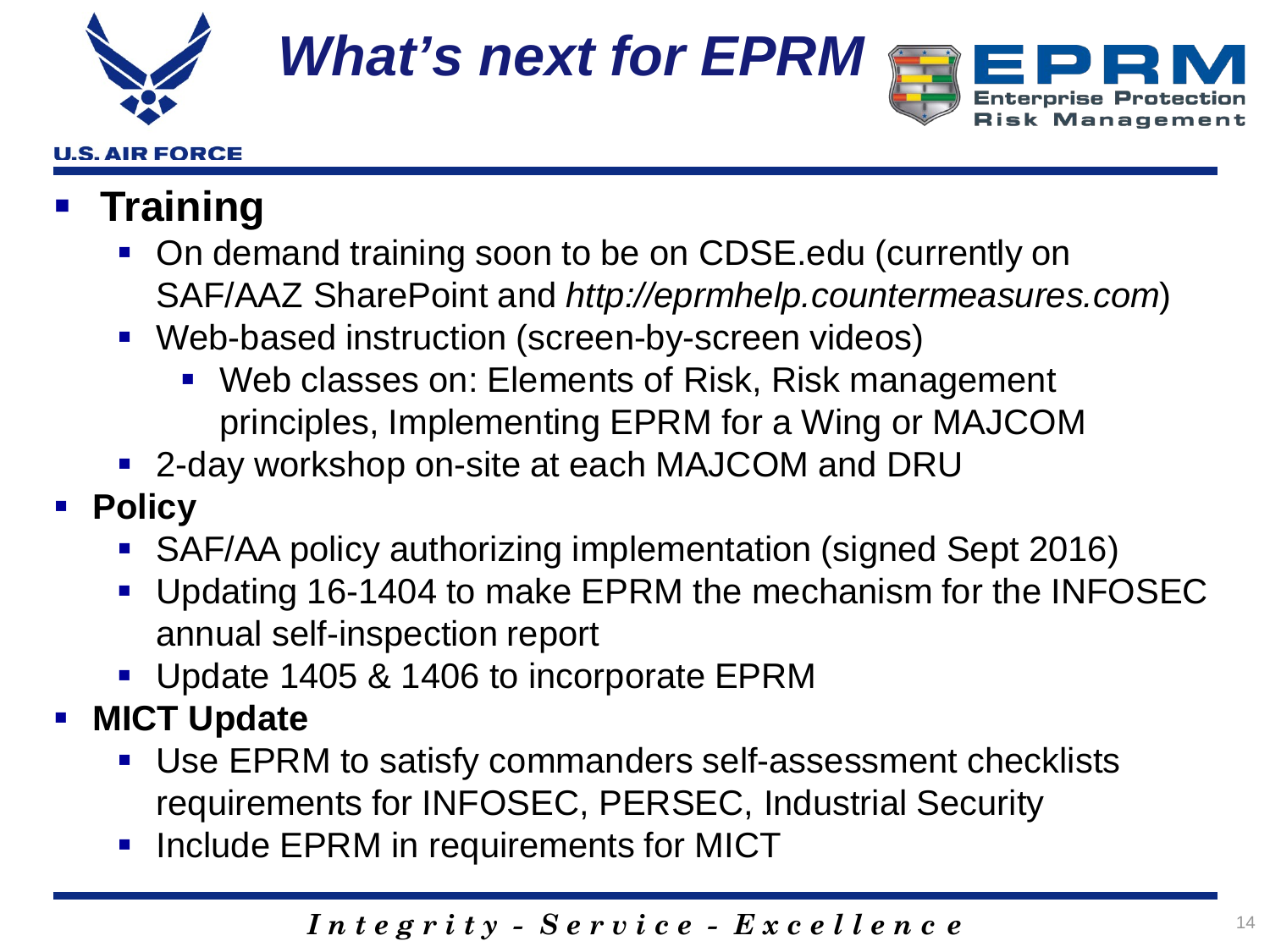# What's next for EPRM

- **Training**
  - On demand training soon to be on CDSE.edu (currently on SAF/AAZ SharePoint and *http://eprmhelp.countermeasures.com*)
  - Web-based instruction (screen-by-screen videos)
    - Web classes on: Elements of Risk, Risk management principles, Implementing EPRM for a Wing or MAJCOM
  - 2-day workshop on-site at each MAJCOM and DRU
- **Policy**
  - SAF/AA policy authorizing implementation (signed Sept 2016)
  - Updating 16-1404 to make EPRM the mechanism for the INFOSEC annual self-inspection report
  - Update 1405 & 1406 to incorporate EPRM
- **MICT Update**
  - Use EPRM to satisfy commanders self-assessment checklists requirements for INFOSEC, PERSEC, Industrial Security
  - Include EPRM in requirements for MICT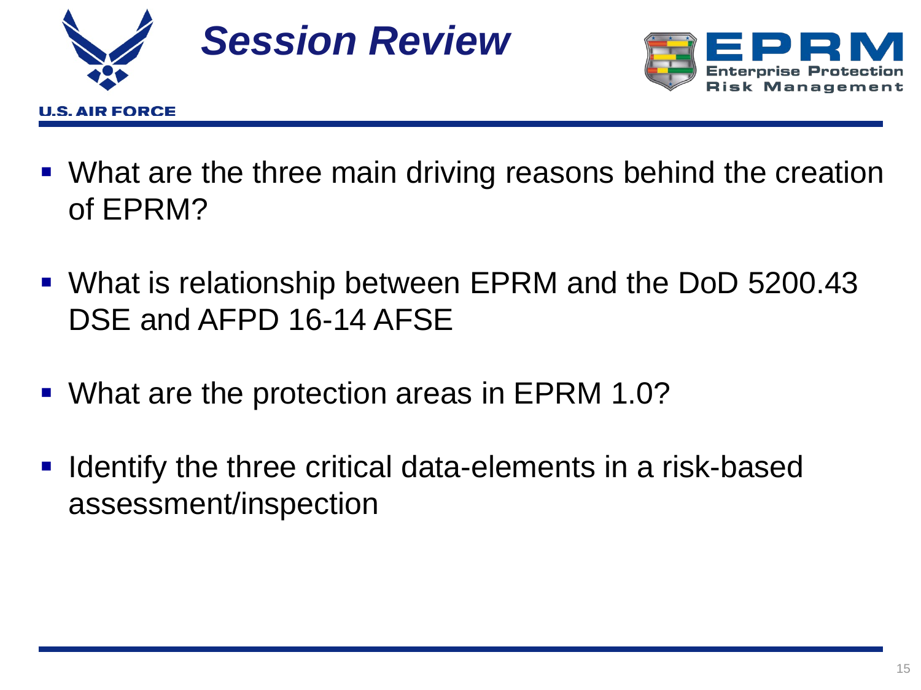# Session Review

- What are the three main driving reasons behind the creation of EPRM?
- What is relationship between EPRM and the DoD 5200.43 DSE and AFPD 16-14 AFSE
- What are the protection areas in EPRM 1.0?
- Identify the three critical data-elements in a risk-based assessment/inspection